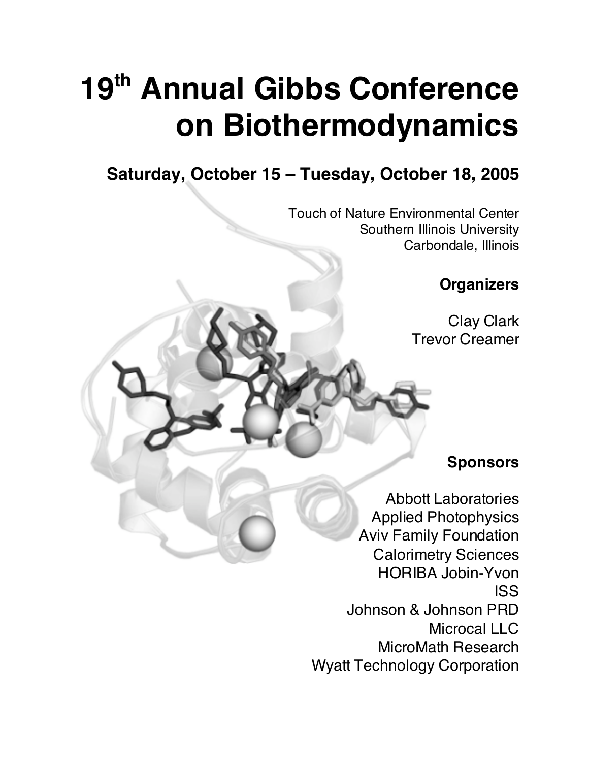# 19th Annual Gibbs Conference on Biothermodynamics

## Saturday, October 15 – Tuesday, October 18, 2005

Touch of Nature Environmental Center
Southern Illinois University
Carbondale, Illinois

**Organizers**

Clay Clark
Trevor Creamer

**Sponsors**

Abbott Laboratories
Applied Photophysics
Aviv Family Foundation
Calorimetry Sciences
HORIBA Jobin-Yvon
ISS
Johnson & Johnson PRD
Microcal LLC
MicroMath Research
Wyatt Technology Corporation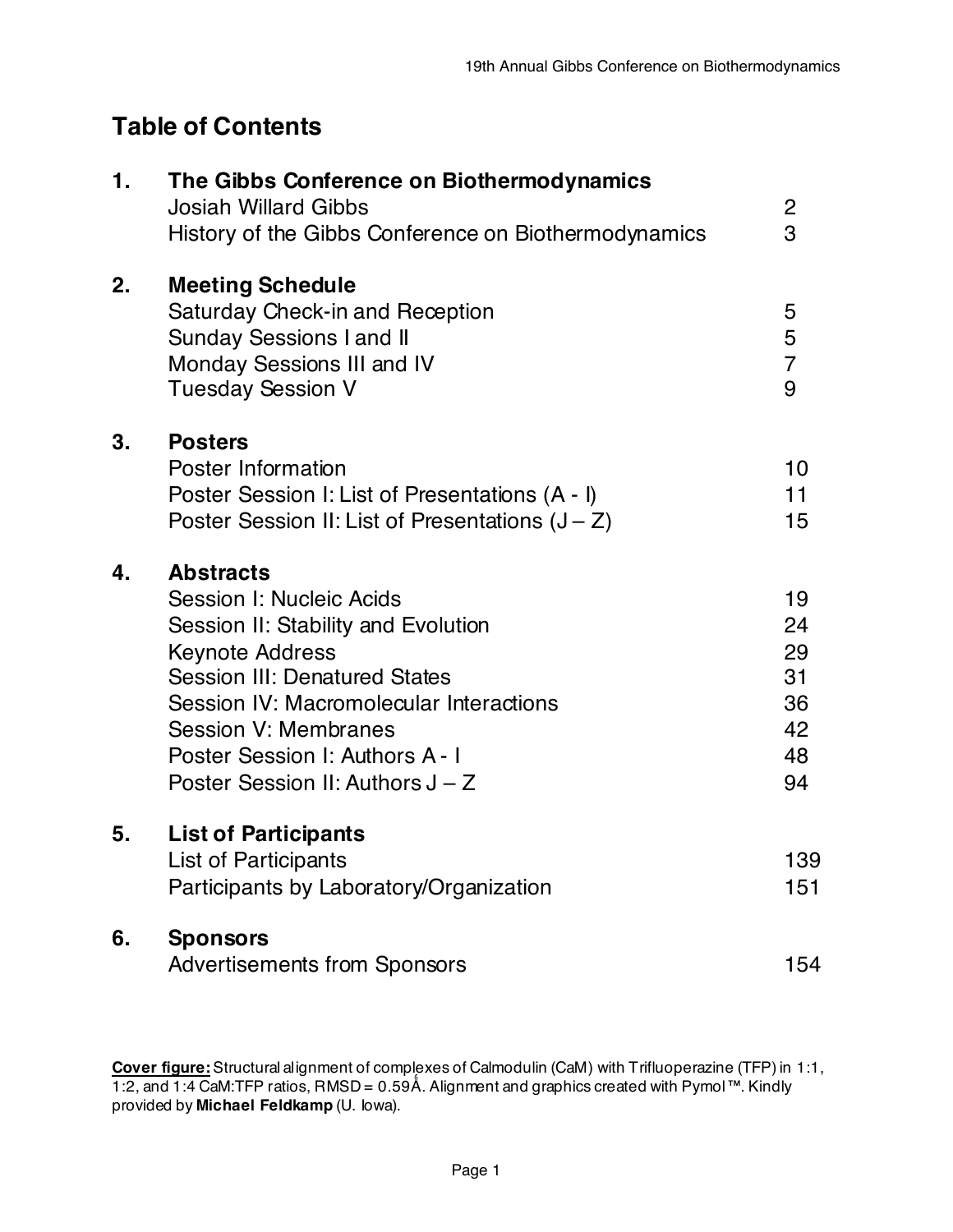# Table of Contents

| | | |
|---|---|---|
| **1.** | **The Gibbs Conference on Biothermodynamics** | |
| | Josiah Willard Gibbs | 2 |
| | History of the Gibbs Conference on Biothermodynamics | 3 |
| **2.** | **Meeting Schedule** | |
| | Saturday Check-in and Reception | 5 |
| | Sunday Sessions I and II | 5 |
| | Monday Sessions III and IV | 7 |
| | Tuesday Session V | 9 |
| **3.** | **Posters** | |
| | Poster Information | 10 |
| | Poster Session I: List of Presentations (A - I) | 11 |
| | Poster Session II: List of Presentations (J – Z) | 15 |
| **4.** | **Abstracts** | |
| | Session I: Nucleic Acids | 19 |
| | Session II: Stability and Evolution | 24 |
| | Keynote Address | 29 |
| | Session III: Denatured States | 31 |
| | Session IV: Macromolecular Interactions | 36 |
| | Session V: Membranes | 42 |
| | Poster Session I: Authors A - I | 48 |
| | Poster Session II: Authors J – Z | 94 |
| **5.** | **List of Participants** | |
| | List of Participants | 139 |
| | Participants by Laboratory/Organization | 151 |
| **6.** | **Sponsors** | |
| | Advertisements from Sponsors | 154 |

**Cover figure:** Structural alignment of complexes of Calmodulin (CaM) with Trifluoperazine (TFP) in 1:1, 1:2, and 1:4 CaM:TFP ratios, RMSD = 0.59Å. Alignment and graphics created with Pymol™. Kindly provided by **Michael Feldkamp** (U. Iowa).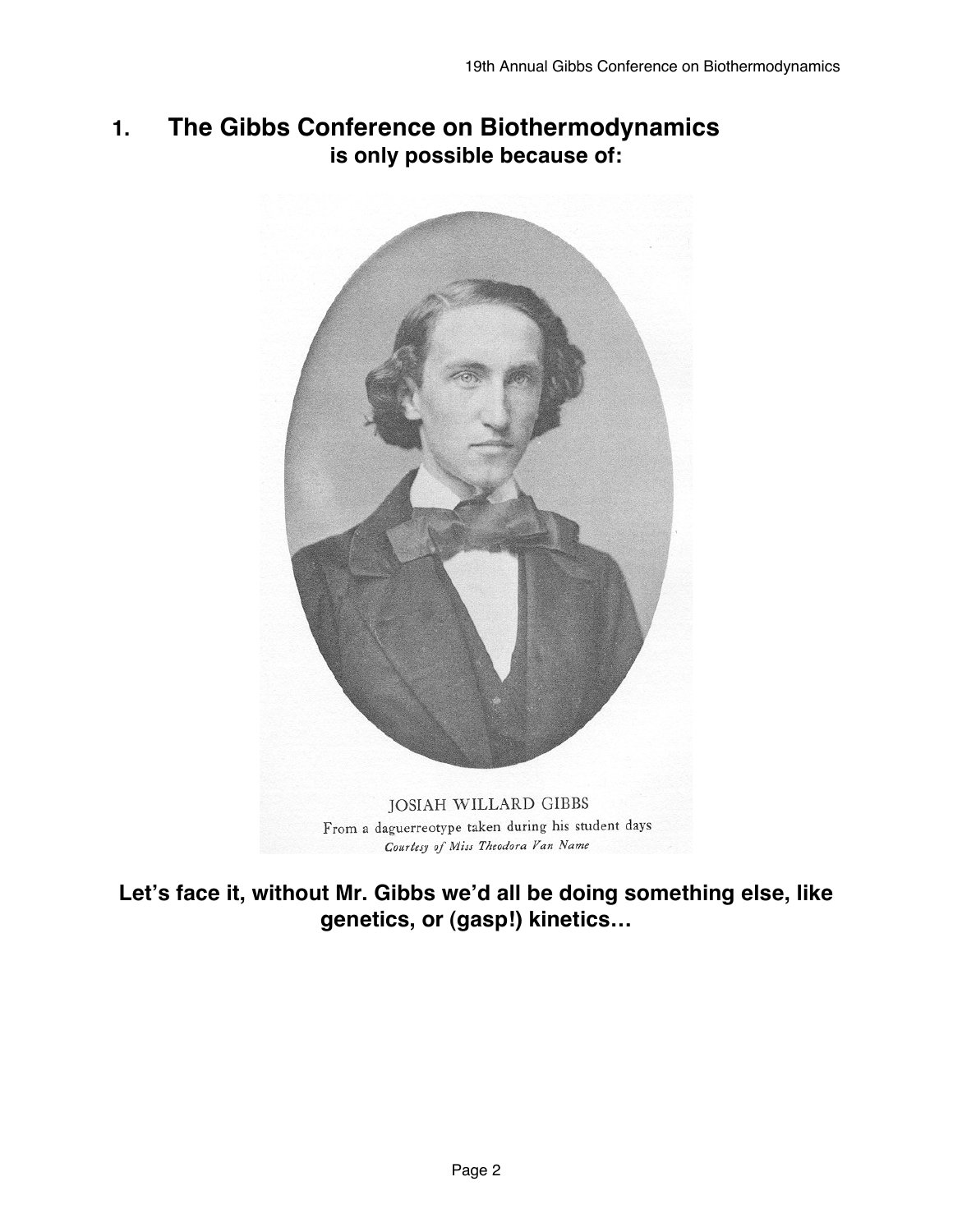# 1. The Gibbs Conference on Biothermodynamics

**is only possible because of:**

JOSIAH WILLARD GIBBS
From a daguerreotype taken during his student days
*Courtesy of Miss Theodora Van Name*

**Let's face it, without Mr. Gibbs we'd all be doing something else, like genetics, or (gasp!) kinetics…**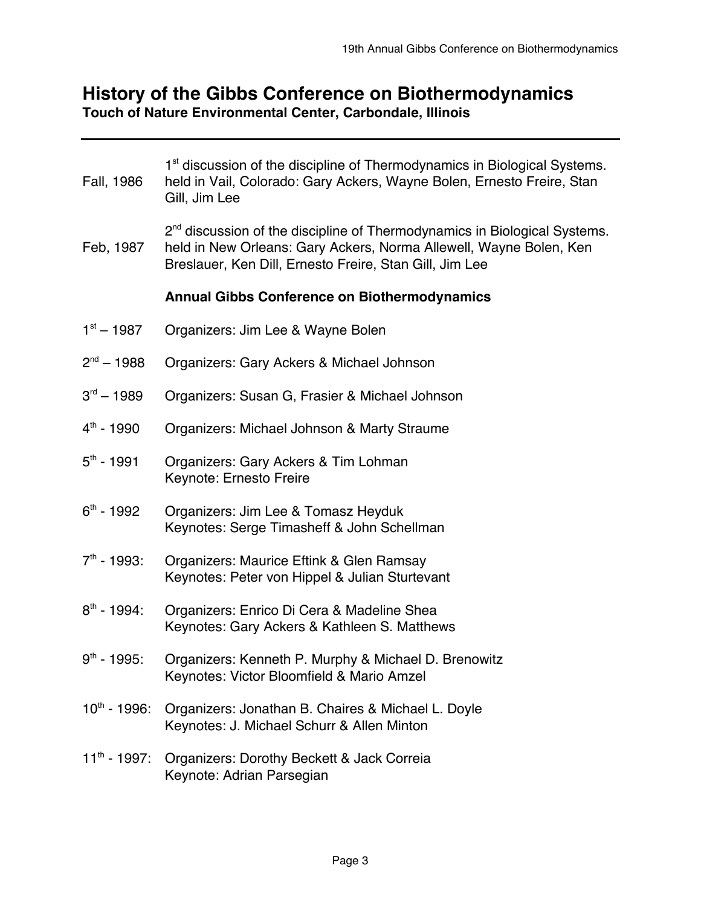# History of the Gibbs Conference on Biothermodynamics

**Touch of Nature Environmental Center, Carbondale, Illinois**

Fall, 1986 — 1st discussion of the discipline of Thermodynamics in Biological Systems. held in Vail, Colorado: Gary Ackers, Wayne Bolen, Ernesto Freire, Stan Gill, Jim Lee

Feb, 1987 — 2nd discussion of the discipline of Thermodynamics in Biological Systems. held in New Orleans: Gary Ackers, Norma Allewell, Wayne Bolen, Ken Breslauer, Ken Dill, Ernesto Freire, Stan Gill, Jim Lee

## Annual Gibbs Conference on Biothermodynamics

1st – 1987 Organizers: Jim Lee & Wayne Bolen

2nd – 1988 Organizers: Gary Ackers & Michael Johnson

3rd – 1989 Organizers: Susan G, Frasier & Michael Johnson

4th - 1990 Organizers: Michael Johnson & Marty Straume

5th - 1991 Organizers: Gary Ackers & Tim Lohman
Keynote: Ernesto Freire

6th - 1992 Organizers: Jim Lee & Tomasz Heyduk
Keynotes: Serge Timasheff & John Schellman

7th - 1993: Organizers: Maurice Eftink & Glen Ramsay
Keynotes: Peter von Hippel & Julian Sturtevant

8th - 1994: Organizers: Enrico Di Cera & Madeline Shea
Keynotes: Gary Ackers & Kathleen S. Matthews

9th - 1995: Organizers: Kenneth P. Murphy & Michael D. Brenowitz
Keynotes: Victor Bloomfield & Mario Amzel

10th - 1996: Organizers: Jonathan B. Chaires & Michael L. Doyle
Keynotes: J. Michael Schurr & Allen Minton

11th - 1997: Organizers: Dorothy Beckett & Jack Correia
Keynote: Adrian Parsegian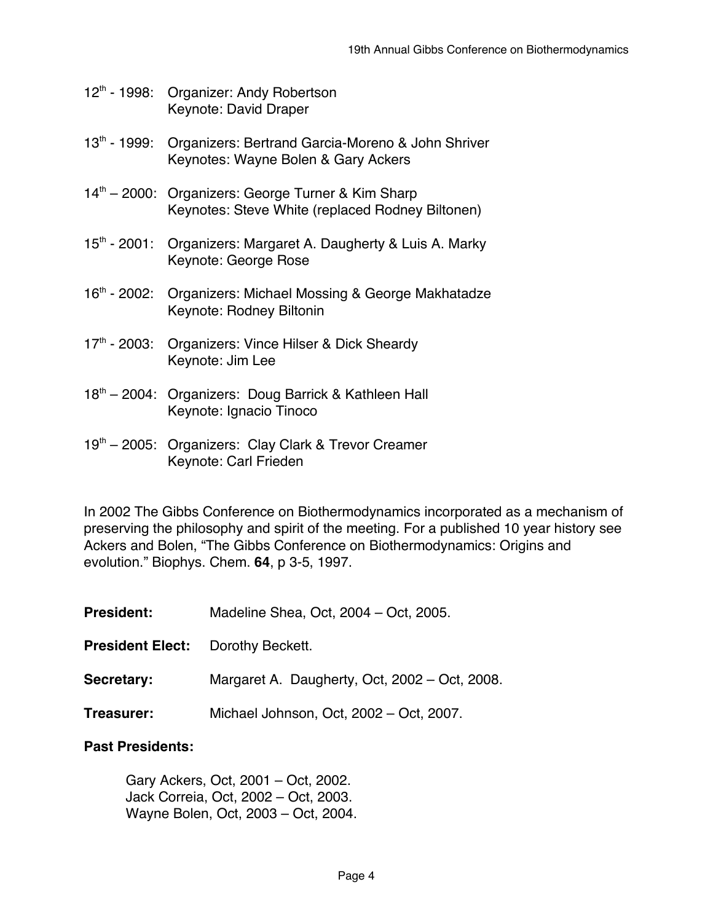12th - 1998: Organizer: Andy Robertson
Keynote: David Draper

13th - 1999: Organizers: Bertrand Garcia-Moreno & John Shriver
Keynotes: Wayne Bolen & Gary Ackers

14th – 2000: Organizers: George Turner & Kim Sharp
Keynotes: Steve White (replaced Rodney Biltonen)

15th - 2001: Organizers: Margaret A. Daugherty & Luis A. Marky
Keynote: George Rose

16th - 2002: Organizers: Michael Mossing & George Makhatadze
Keynote: Rodney Biltonin

17th - 2003: Organizers: Vince Hilser & Dick Sheardy
Keynote: Jim Lee

18th – 2004: Organizers: Doug Barrick & Kathleen Hall
Keynote: Ignacio Tinoco

19th – 2005: Organizers: Clay Clark & Trevor Creamer
Keynote: Carl Frieden

In 2002 The Gibbs Conference on Biothermodynamics incorporated as a mechanism of preserving the philosophy and spirit of the meeting. For a published 10 year history see Ackers and Bolen, "The Gibbs Conference on Biothermodynamics: Origins and evolution." Biophys. Chem. **64**, p 3-5, 1997.

**President:** Madeline Shea, Oct, 2004 – Oct, 2005.

**President Elect:** Dorothy Beckett.

**Secretary:** Margaret A. Daugherty, Oct, 2002 – Oct, 2008.

**Treasurer:** Michael Johnson, Oct, 2002 – Oct, 2007.

**Past Presidents:**

Gary Ackers, Oct, 2001 – Oct, 2002.
Jack Correia, Oct, 2002 – Oct, 2003.
Wayne Bolen, Oct, 2003 – Oct, 2004.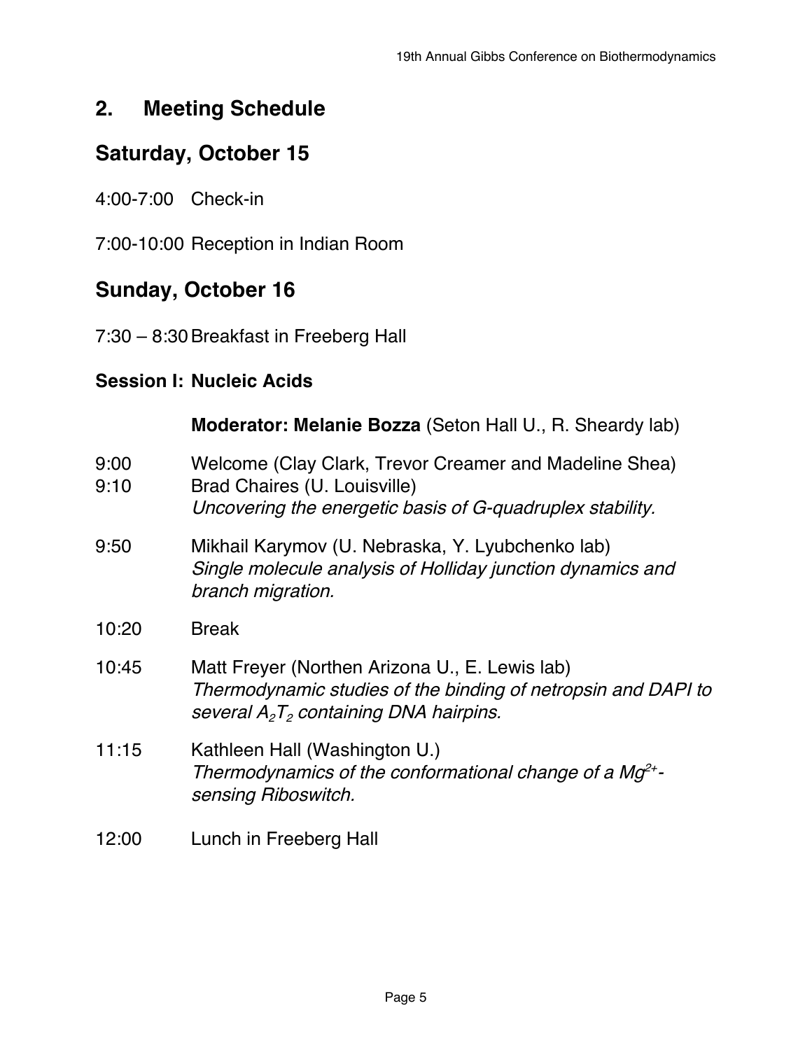## 2. Meeting Schedule

## Saturday, October 15

4:00-7:00 Check-in

7:00-10:00 Reception in Indian Room

## Sunday, October 16

7:30 – 8:30 Breakfast in Freeberg Hall

### Session I: Nucleic Acids

**Moderator: Melanie Bozza** (Seton Hall U., R. Sheardy lab)

9:00 Welcome (Clay Clark, Trevor Creamer and Madeline Shea)

9:10 Brad Chaires (U. Louisville)
*Uncovering the energetic basis of G-quadruplex stability.*

9:50 Mikhail Karymov (U. Nebraska, Y. Lyubchenko lab)
*Single molecule analysis of Holliday junction dynamics and branch migration.*

10:20 Break

10:45 Matt Freyer (Northen Arizona U., E. Lewis lab)
*Thermodynamic studies of the binding of netropsin and DAPI to several $A_2T_2$ containing DNA hairpins.*

11:15 Kathleen Hall (Washington U.)
*Thermodynamics of the conformational change of a $Mg^{2+}$-sensing Riboswitch.*

12:00 Lunch in Freeberg Hall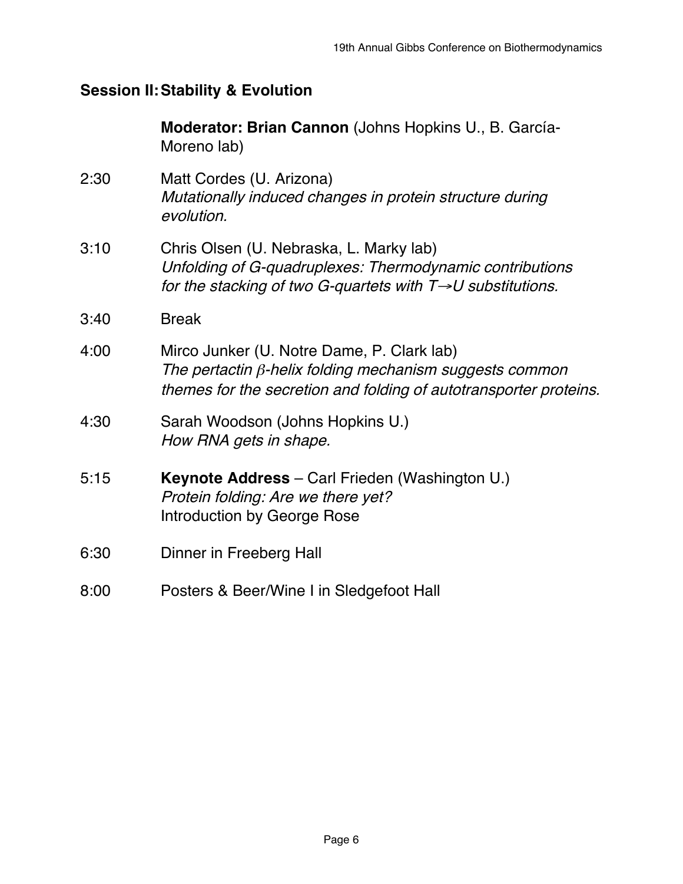## Session II: Stability & Evolution

**Moderator: Brian Cannon** (Johns Hopkins U., B. García-Moreno lab)

2:30 Matt Cordes (U. Arizona)
*Mutationally induced changes in protein structure during evolution.*

3:10 Chris Olsen (U. Nebraska, L. Marky lab)
*Unfolding of G-quadruplexes: Thermodynamic contributions for the stacking of two G-quartets with T→U substitutions.*

3:40 Break

4:00 Mirco Junker (U. Notre Dame, P. Clark lab)
*The pertactin $\beta$-helix folding mechanism suggests common themes for the secretion and folding of autotransporter proteins.*

4:30 Sarah Woodson (Johns Hopkins U.)
*How RNA gets in shape.*

5:15 **Keynote Address** – Carl Frieden (Washington U.)
*Protein folding: Are we there yet?*
Introduction by George Rose

6:30 Dinner in Freeberg Hall

8:00 Posters & Beer/Wine I in Sledgefoot Hall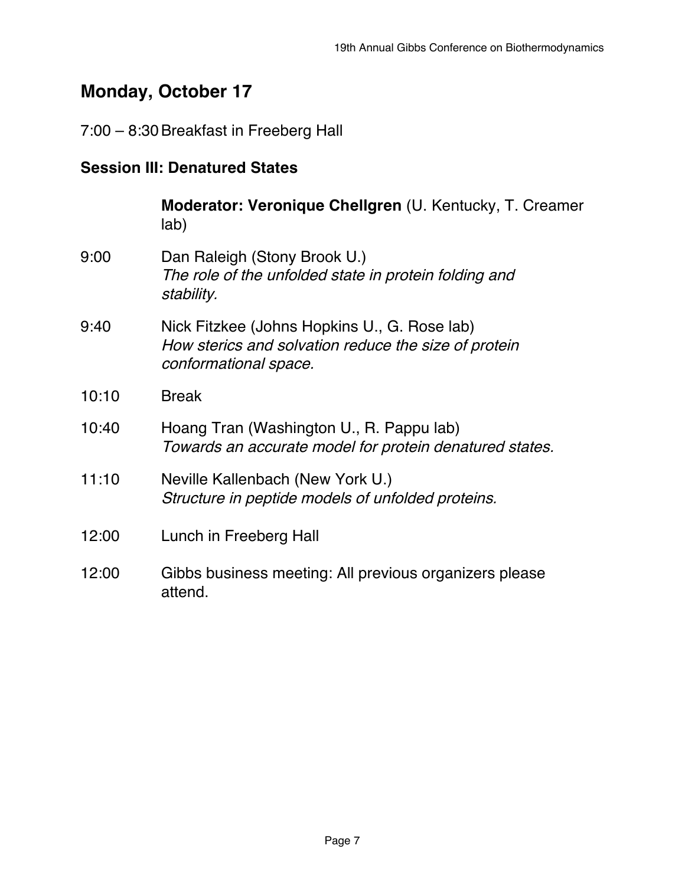## Monday, October 17

7:00 – 8:30 Breakfast in Freeberg Hall

### Session III: Denatured States

**Moderator: Veronique Chellgren** (U. Kentucky, T. Creamer lab)

9:00 Dan Raleigh (Stony Brook U.)
*The role of the unfolded state in protein folding and stability.*

9:40 Nick Fitzkee (Johns Hopkins U., G. Rose lab)
*How sterics and solvation reduce the size of protein conformational space.*

10:10 Break

10:40 Hoang Tran (Washington U., R. Pappu lab)
*Towards an accurate model for protein denatured states.*

11:10 Neville Kallenbach (New York U.)
*Structure in peptide models of unfolded proteins.*

12:00 Lunch in Freeberg Hall

12:00 Gibbs business meeting: All previous organizers please attend.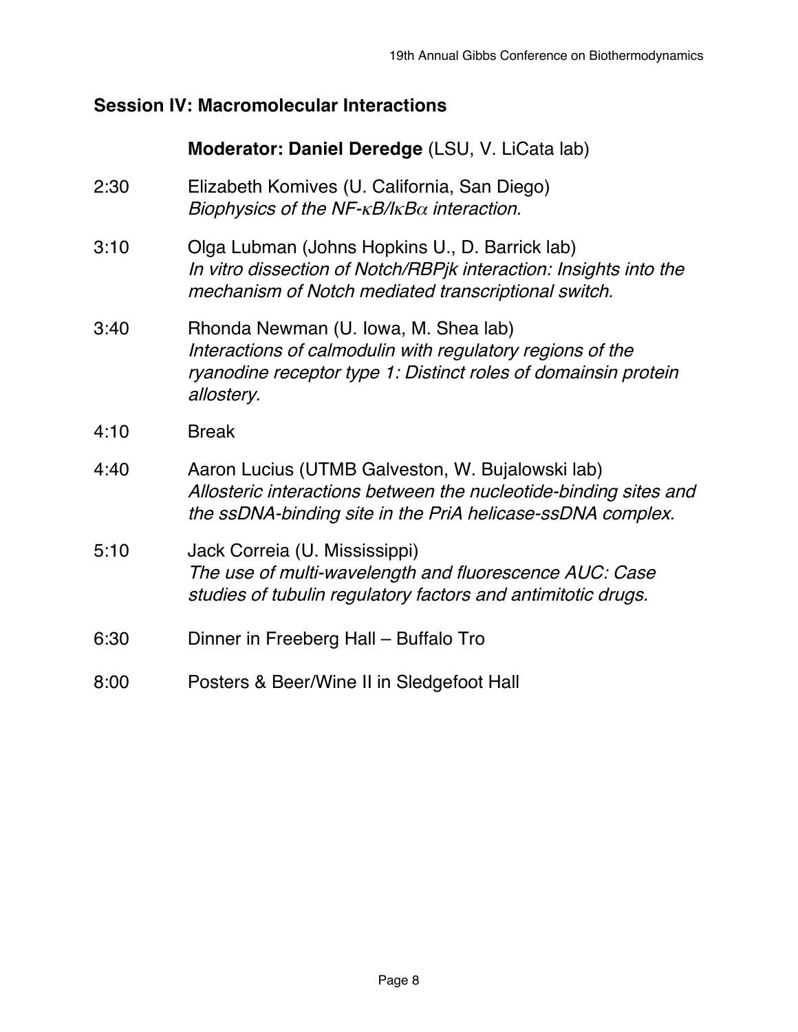## Session IV: Macromolecular Interactions

**Moderator: Daniel Deredge** (LSU, V. LiCata lab)

2:30 Elizabeth Komives (U. California, San Diego)
*Biophysics of the NF-κB/IκBα interaction.*

3:10 Olga Lubman (Johns Hopkins U., D. Barrick lab)
*In vitro dissection of Notch/RBPjk interaction: Insights into the mechanism of Notch mediated transcriptional switch.*

3:40 Rhonda Newman (U. Iowa, M. Shea lab)
*Interactions of calmodulin with regulatory regions of the ryanodine receptor type 1: Distinct roles of domainsin protein allostery.*

4:10 Break

4:40 Aaron Lucius (UTMB Galveston, W. Bujalowski lab)
*Allosteric interactions between the nucleotide-binding sites and the ssDNA-binding site in the PriA helicase-ssDNA complex.*

5:10 Jack Correia (U. Mississippi)
*The use of multi-wavelength and fluorescence AUC: Case studies of tubulin regulatory factors and antimitotic drugs.*

6:30 Dinner in Freeberg Hall – Buffalo Tro

8:00 Posters & Beer/Wine II in Sledgefoot Hall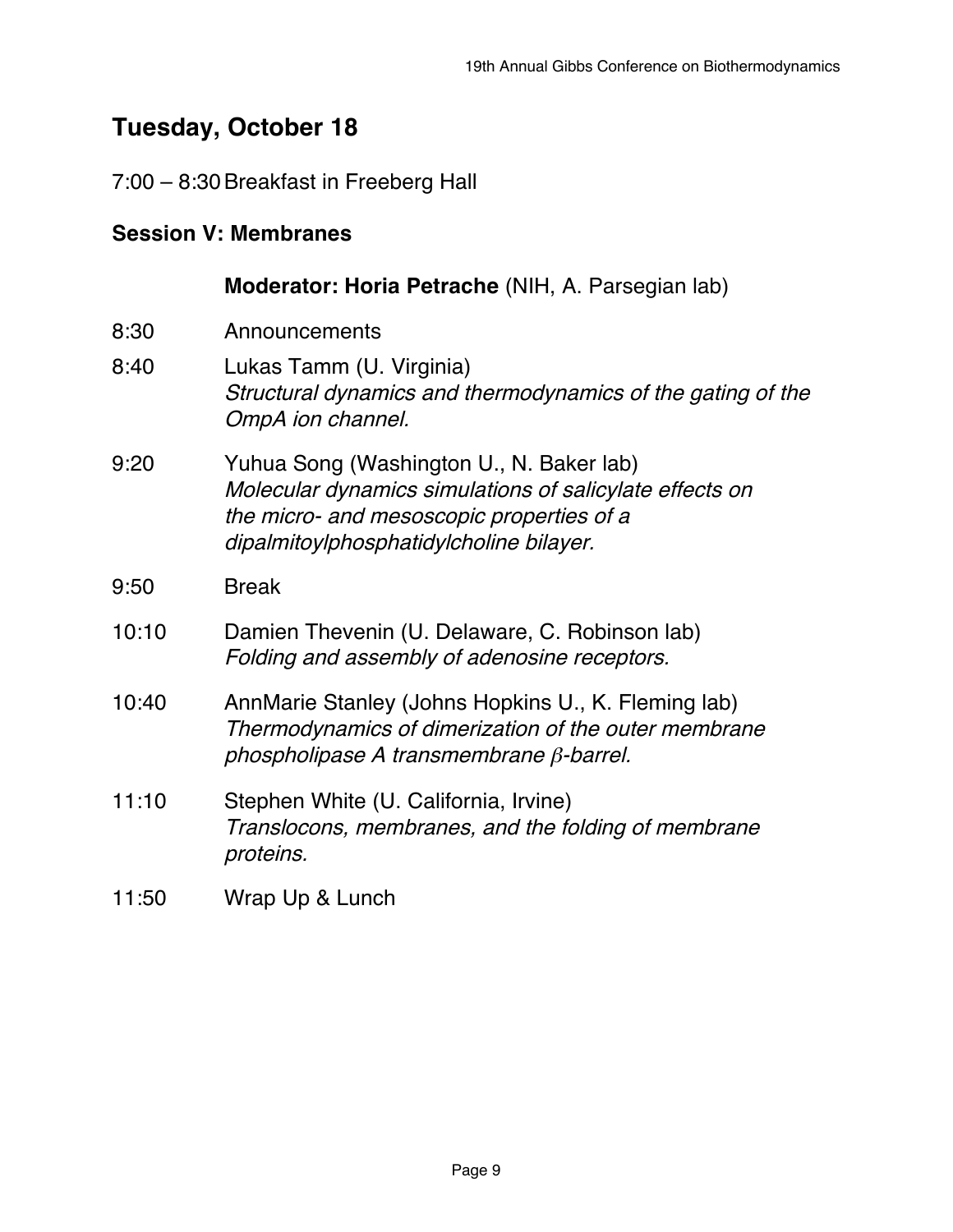## Tuesday, October 18

7:00 – 8:30 Breakfast in Freeberg Hall

### Session V: Membranes

**Moderator: Horia Petrache** (NIH, A. Parsegian lab)

8:30 Announcements

8:40 Lukas Tamm (U. Virginia)
*Structural dynamics and thermodynamics of the gating of the OmpA ion channel.*

9:20 Yuhua Song (Washington U., N. Baker lab)
*Molecular dynamics simulations of salicylate effects on the micro- and mesoscopic properties of a dipalmitoylphosphatidylcholine bilayer.*

9:50 Break

10:10 Damien Thevenin (U. Delaware, C. Robinson lab)
*Folding and assembly of adenosine receptors.*

10:40 AnnMarie Stanley (Johns Hopkins U., K. Fleming lab)
*Thermodynamics of dimerization of the outer membrane phospholipase A transmembrane $\beta$-barrel.*

11:10 Stephen White (U. California, Irvine)
*Translocons, membranes, and the folding of membrane proteins.*

11:50 Wrap Up & Lunch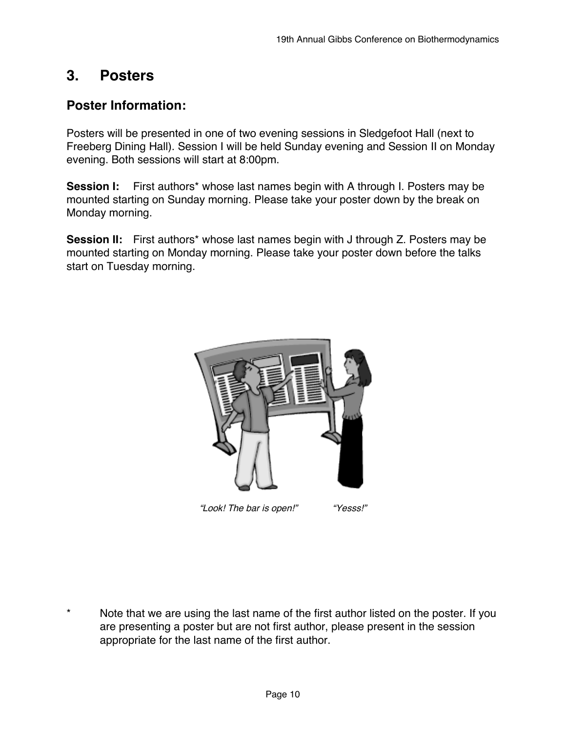# 3. Posters

## Poster Information:

Posters will be presented in one of two evening sessions in Sledgefoot Hall (next to Freeberg Dining Hall). Session I will be held Sunday evening and Session II on Monday evening. Both sessions will start at 8:00pm.

**Session I:** First authors* whose last names begin with A through I. Posters may be mounted starting on Sunday morning. Please take your poster down by the break on Monday morning.

**Session II:** First authors* whose last names begin with J through Z. Posters may be mounted starting on Monday morning. Please take your poster down before the talks start on Tuesday morning.

*“Look! The bar is open!”* *“Yesss!”*

* Note that we are using the last name of the first author listed on the poster. If you are presenting a poster but are not first author, please present in the session appropriate for the last name of the first author.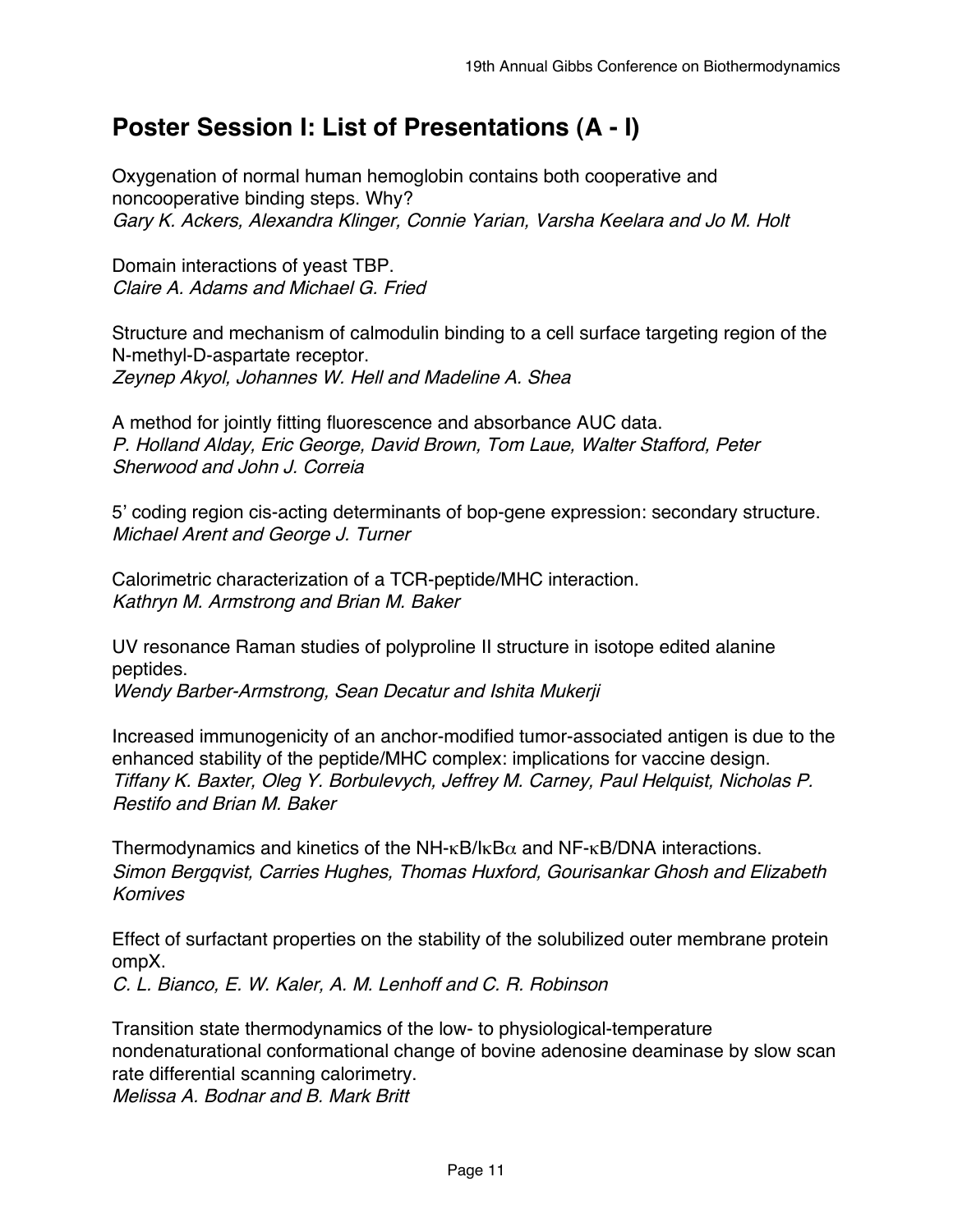## Poster Session I: List of Presentations (A - I)

Oxygenation of normal human hemoglobin contains both cooperative and noncooperative binding steps. Why?
*Gary K. Ackers, Alexandra Klinger, Connie Yarian, Varsha Keelara and Jo M. Holt*

Domain interactions of yeast TBP.
*Claire A. Adams and Michael G. Fried*

Structure and mechanism of calmodulin binding to a cell surface targeting region of the N-methyl-D-aspartate receptor.
*Zeynep Akyol, Johannes W. Hell and Madeline A. Shea*

A method for jointly fitting fluorescence and absorbance AUC data.
*P. Holland Alday, Eric George, David Brown, Tom Laue, Walter Stafford, Peter Sherwood and John J. Correia*

5' coding region cis-acting determinants of bop-gene expression: secondary structure.
*Michael Arent and George J. Turner*

Calorimetric characterization of a TCR-peptide/MHC interaction.
*Kathryn M. Armstrong and Brian M. Baker*

UV resonance Raman studies of polyproline II structure in isotope edited alanine peptides.
*Wendy Barber-Armstrong, Sean Decatur and Ishita Mukerji*

Increased immunogenicity of an anchor-modified tumor-associated antigen is due to the enhanced stability of the peptide/MHC complex: implications for vaccine design.
*Tiffany K. Baxter, Oleg Y. Borbulevych, Jeffrey M. Carney, Paul Helquist, Nicholas P. Restifo and Brian M. Baker*

Thermodynamics and kinetics of the NH-κB/IκBα and NF-κB/DNA interactions.
*Simon Bergqvist, Carries Hughes, Thomas Huxford, Gourisankar Ghosh and Elizabeth Komives*

Effect of surfactant properties on the stability of the solubilized outer membrane protein ompX.
*C. L. Bianco, E. W. Kaler, A. M. Lenhoff and C. R. Robinson*

Transition state thermodynamics of the low- to physiological-temperature nondenaturational conformational change of bovine adenosine deaminase by slow scan rate differential scanning calorimetry.
*Melissa A. Bodnar and B. Mark Britt*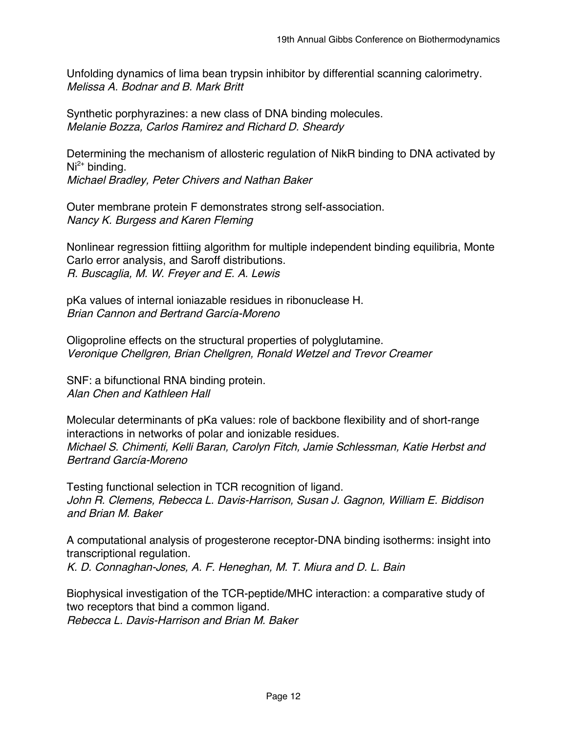Unfolding dynamics of lima bean trypsin inhibitor by differential scanning calorimetry.
*Melissa A. Bodnar and B. Mark Britt*

Synthetic porphyrazines: a new class of DNA binding molecules.
*Melanie Bozza, Carlos Ramirez and Richard D. Sheardy*

Determining the mechanism of allosteric regulation of NikR binding to DNA activated by $Ni^{2+}$ binding.
*Michael Bradley, Peter Chivers and Nathan Baker*

Outer membrane protein F demonstrates strong self-association.
*Nancy K. Burgess and Karen Fleming*

Nonlinear regression fittiing algorithm for multiple independent binding equilibria, Monte Carlo error analysis, and Saroff distributions.
*R. Buscaglia, M. W. Freyer and E. A. Lewis*

pKa values of internal ioniazable residues in ribonuclease H.
*Brian Cannon and Bertrand García-Moreno*

Oligoproline effects on the structural properties of polyglutamine.
*Veronique Chellgren, Brian Chellgren, Ronald Wetzel and Trevor Creamer*

SNF: a bifunctional RNA binding protein.
*Alan Chen and Kathleen Hall*

Molecular determinants of pKa values: role of backbone flexibility and of short-range interactions in networks of polar and ionizable residues.
*Michael S. Chimenti, Kelli Baran, Carolyn Fitch, Jamie Schlessman, Katie Herbst and Bertrand García-Moreno*

Testing functional selection in TCR recognition of ligand.
*John R. Clemens, Rebecca L. Davis-Harrison, Susan J. Gagnon, William E. Biddison and Brian M. Baker*

A computational analysis of progesterone receptor-DNA binding isotherms: insight into transcriptional regulation.
*K. D. Connaghan-Jones, A. F. Heneghan, M. T. Miura and D. L. Bain*

Biophysical investigation of the TCR-peptide/MHC interaction: a comparative study of two receptors that bind a common ligand.
*Rebecca L. Davis-Harrison and Brian M. Baker*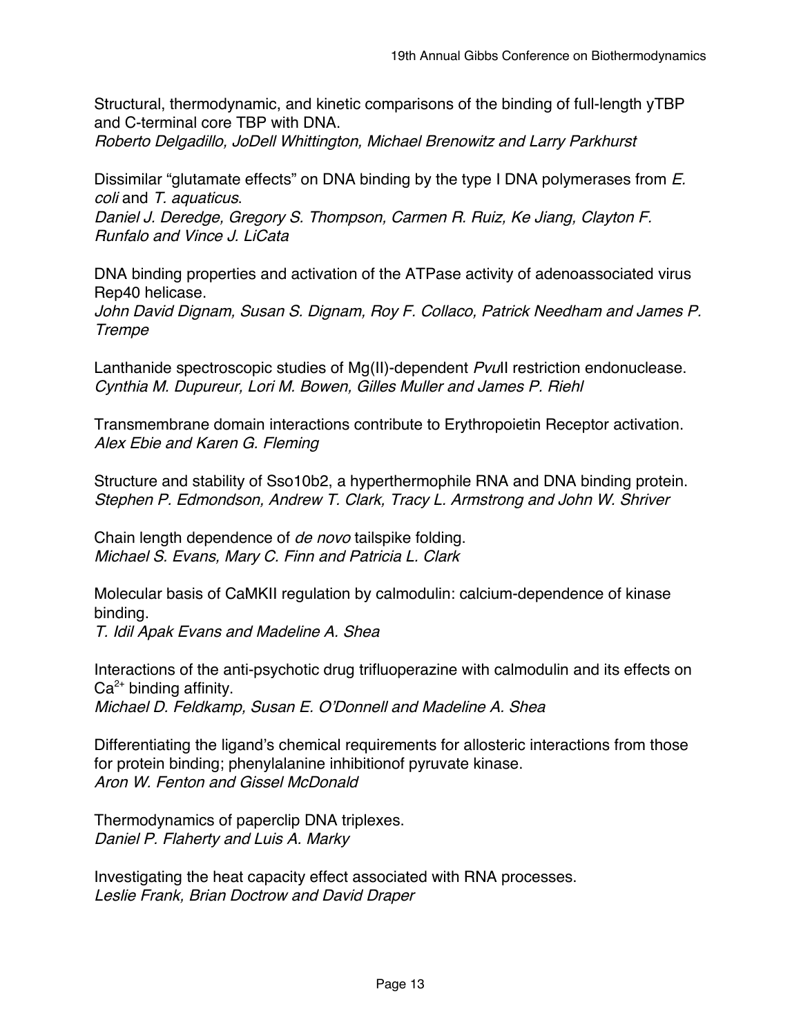Structural, thermodynamic, and kinetic comparisons of the binding of full-length yTBP and C-terminal core TBP with DNA.
*Roberto Delgadillo, JoDell Whittington, Michael Brenowitz and Larry Parkhurst*

Dissimilar "glutamate effects" on DNA binding by the type I DNA polymerases from *E. coli* and *T. aquaticus*.
*Daniel J. Deredge, Gregory S. Thompson, Carmen R. Ruiz, Ke Jiang, Clayton F. Runfalo and Vince J. LiCata*

DNA binding properties and activation of the ATPase activity of adenoassociated virus Rep40 helicase.
*John David Dignam, Susan S. Dignam, Roy F. Collaco, Patrick Needham and James P. Trempe*

Lanthanide spectroscopic studies of Mg(II)-dependent *Pvu*II restriction endonuclease.
*Cynthia M. Dupureur, Lori M. Bowen, Gilles Muller and James P. Riehl*

Transmembrane domain interactions contribute to Erythropoietin Receptor activation.
*Alex Ebie and Karen G. Fleming*

Structure and stability of Sso10b2, a hyperthermophile RNA and DNA binding protein.
*Stephen P. Edmondson, Andrew T. Clark, Tracy L. Armstrong and John W. Shriver*

Chain length dependence of *de novo* tailspike folding.
*Michael S. Evans, Mary C. Finn and Patricia L. Clark*

Molecular basis of CaMKII regulation by calmodulin: calcium-dependence of kinase binding.
*T. Idil Apak Evans and Madeline A. Shea*

Interactions of the anti-psychotic drug trifluoperazine with calmodulin and its effects on $Ca^{2+}$ binding affinity.
*Michael D. Feldkamp, Susan E. O'Donnell and Madeline A. Shea*

Differentiating the ligand's chemical requirements for allosteric interactions from those for protein binding; phenylalanine inhibitionof pyruvate kinase.
*Aron W. Fenton and Gissel McDonald*

Thermodynamics of paperclip DNA triplexes.
*Daniel P. Flaherty and Luis A. Marky*

Investigating the heat capacity effect associated with RNA processes.
*Leslie Frank, Brian Doctrow and David Draper*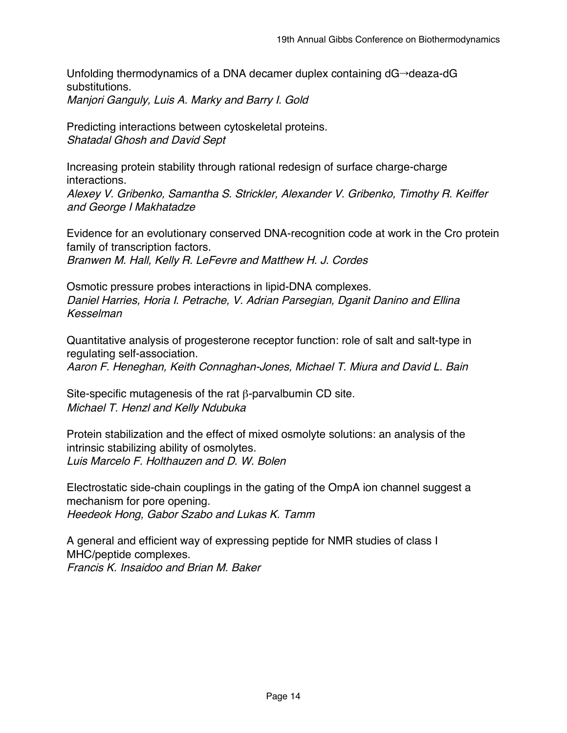Unfolding thermodynamics of a DNA decamer duplex containing dG→deaza-dG substitutions.
*Manjori Ganguly, Luis A. Marky and Barry I. Gold*

Predicting interactions between cytoskeletal proteins.
*Shatadal Ghosh and David Sept*

Increasing protein stability through rational redesign of surface charge-charge interactions.
*Alexey V. Gribenko, Samantha S. Strickler, Alexander V. Gribenko, Timothy R. Keiffer and George I Makhatadze*

Evidence for an evolutionary conserved DNA-recognition code at work in the Cro protein family of transcription factors.
*Branwen M. Hall, Kelly R. LeFevre and Matthew H. J. Cordes*

Osmotic pressure probes interactions in lipid-DNA complexes.
*Daniel Harries, Horia I. Petrache, V. Adrian Parsegian, Dganit Danino and Ellina Kesselman*

Quantitative analysis of progesterone receptor function: role of salt and salt-type in regulating self-association.
*Aaron F. Heneghan, Keith Connaghan-Jones, Michael T. Miura and David L. Bain*

Site-specific mutagenesis of the rat $\beta$-parvalbumin CD site.
*Michael T. Henzl and Kelly Ndubuka*

Protein stabilization and the effect of mixed osmolyte solutions: an analysis of the intrinsic stabilizing ability of osmolytes.
*Luis Marcelo F. Holthauzen and D. W. Bolen*

Electrostatic side-chain couplings in the gating of the OmpA ion channel suggest a mechanism for pore opening.
*Heedeok Hong, Gabor Szabo and Lukas K. Tamm*

A general and efficient way of expressing peptide for NMR studies of class I MHC/peptide complexes.
*Francis K. Insaidoo and Brian M. Baker*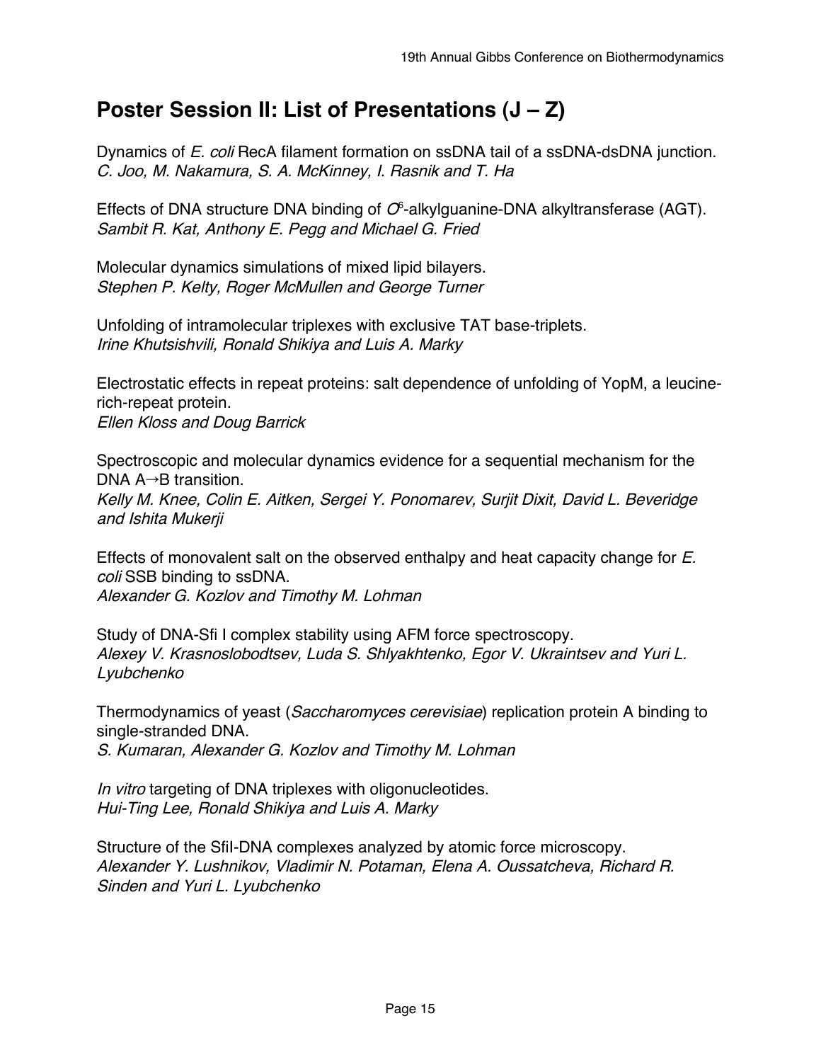## Poster Session II: List of Presentations (J – Z)

Dynamics of *E. coli* RecA filament formation on ssDNA tail of a ssDNA-dsDNA junction.
*C. Joo, M. Nakamura, S. A. McKinney, I. Rasnik and T. Ha*

Effects of DNA structure DNA binding of $O^6$-alkylguanine-DNA alkyltransferase (AGT).
*Sambit R. Kat, Anthony E. Pegg and Michael G. Fried*

Molecular dynamics simulations of mixed lipid bilayers.
*Stephen P. Kelty, Roger McMullen and George Turner*

Unfolding of intramolecular triplexes with exclusive TAT base-triplets.
*Irine Khutsishvili, Ronald Shikiya and Luis A. Marky*

Electrostatic effects in repeat proteins: salt dependence of unfolding of YopM, a leucine-rich-repeat protein.
*Ellen Kloss and Doug Barrick*

Spectroscopic and molecular dynamics evidence for a sequential mechanism for the DNA A→B transition.
*Kelly M. Knee, Colin E. Aitken, Sergei Y. Ponomarev, Surjit Dixit, David L. Beveridge and Ishita Mukerji*

Effects of monovalent salt on the observed enthalpy and heat capacity change for *E. coli* SSB binding to ssDNA.
*Alexander G. Kozlov and Timothy M. Lohman*

Study of DNA-Sfi I complex stability using AFM force spectroscopy.
*Alexey V. Krasnoslobodtsev, Luda S. Shlyakhtenko, Egor V. Ukraintsev and Yuri L. Lyubchenko*

Thermodynamics of yeast (*Saccharomyces cerevisiae*) replication protein A binding to single-stranded DNA.
*S. Kumaran, Alexander G. Kozlov and Timothy M. Lohman*

*In vitro* targeting of DNA triplexes with oligonucleotides.
*Hui-Ting Lee, Ronald Shikiya and Luis A. Marky*

Structure of the SfiI-DNA complexes analyzed by atomic force microscopy.
*Alexander Y. Lushnikov, Vladimir N. Potaman, Elena A. Oussatcheva, Richard R. Sinden and Yuri L. Lyubchenko*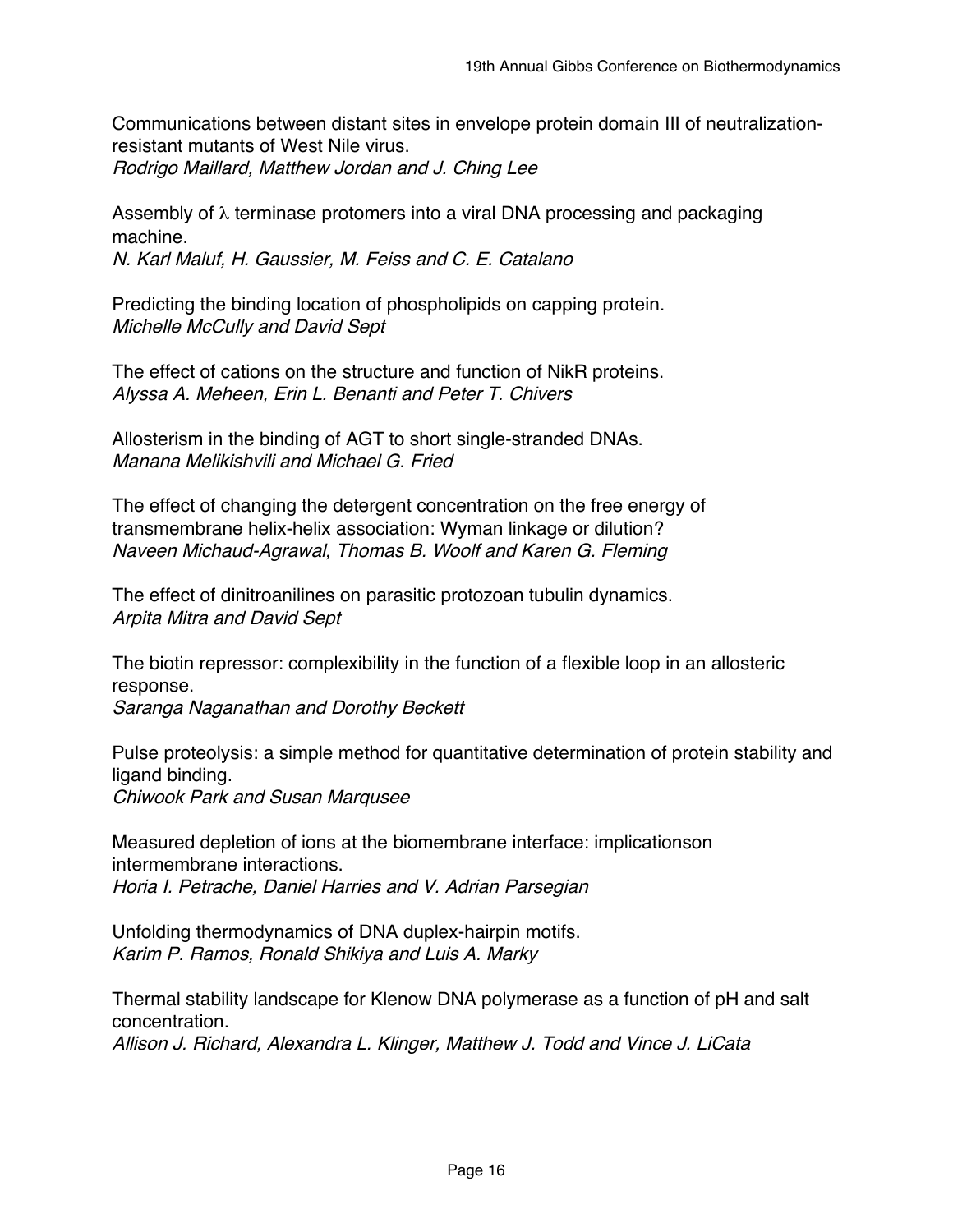Communications between distant sites in envelope protein domain III of neutralization-resistant mutants of West Nile virus.
*Rodrigo Maillard, Matthew Jordan and J. Ching Lee*

Assembly of $\lambda$ terminase protomers into a viral DNA processing and packaging machine.
*N. Karl Maluf, H. Gaussier, M. Feiss and C. E. Catalano*

Predicting the binding location of phospholipids on capping protein.
*Michelle McCully and David Sept*

The effect of cations on the structure and function of NikR proteins.
*Alyssa A. Meheen, Erin L. Benanti and Peter T. Chivers*

Allosterism in the binding of AGT to short single-stranded DNAs.
*Manana Melikishvili and Michael G. Fried*

The effect of changing the detergent concentration on the free energy of transmembrane helix-helix association: Wyman linkage or dilution?
*Naveen Michaud-Agrawal, Thomas B. Woolf and Karen G. Fleming*

The effect of dinitroanilines on parasitic protozoan tubulin dynamics.
*Arpita Mitra and David Sept*

The biotin repressor: complexibility in the function of a flexible loop in an allosteric response.
*Saranga Naganathan and Dorothy Beckett*

Pulse proteolysis: a simple method for quantitative determination of protein stability and ligand binding.
*Chiwook Park and Susan Marqusee*

Measured depletion of ions at the biomembrane interface: implicationson intermembrane interactions.
*Horia I. Petrache, Daniel Harries and V. Adrian Parsegian*

Unfolding thermodynamics of DNA duplex-hairpin motifs.
*Karim P. Ramos, Ronald Shikiya and Luis A. Marky*

Thermal stability landscape for Klenow DNA polymerase as a function of pH and salt concentration.
*Allison J. Richard, Alexandra L. Klinger, Matthew J. Todd and Vince J. LiCata*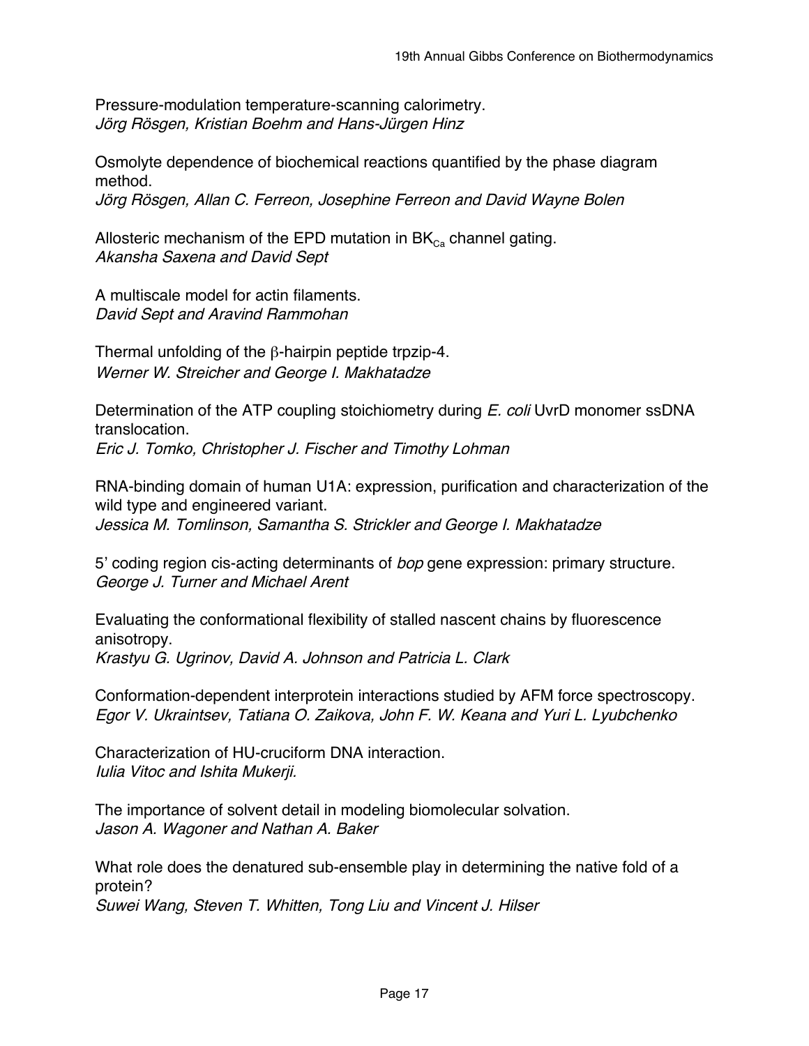Pressure-modulation temperature-scanning calorimetry.
*Jörg Rösgen, Kristian Boehm and Hans-Jürgen Hinz*

Osmolyte dependence of biochemical reactions quantified by the phase diagram method.
*Jörg Rösgen, Allan C. Ferreon, Josephine Ferreon and David Wayne Bolen*

Allosteric mechanism of the EPD mutation in $BK_{Ca}$ channel gating.
*Akansha Saxena and David Sept*

A multiscale model for actin filaments.
*David Sept and Aravind Rammohan*

Thermal unfolding of the β-hairpin peptide trpzip-4.
*Werner W. Streicher and George I. Makhatadze*

Determination of the ATP coupling stoichiometry during *E. coli* UvrD monomer ssDNA translocation.
*Eric J. Tomko, Christopher J. Fischer and Timothy Lohman*

RNA-binding domain of human U1A: expression, purification and characterization of the wild type and engineered variant.
*Jessica M. Tomlinson, Samantha S. Strickler and George I. Makhatadze*

5' coding region cis-acting determinants of *bop* gene expression: primary structure.
*George J. Turner and Michael Arent*

Evaluating the conformational flexibility of stalled nascent chains by fluorescence anisotropy.
*Krastyu G. Ugrinov, David A. Johnson and Patricia L. Clark*

Conformation-dependent interprotein interactions studied by AFM force spectroscopy.
*Egor V. Ukraintsev, Tatiana O. Zaikova, John F. W. Keana and Yuri L. Lyubchenko*

Characterization of HU-cruciform DNA interaction.
*Iulia Vitoc and Ishita Mukerji.*

The importance of solvent detail in modeling biomolecular solvation.
*Jason A. Wagoner and Nathan A. Baker*

What role does the denatured sub-ensemble play in determining the native fold of a protein?
*Suwei Wang, Steven T. Whitten, Tong Liu and Vincent J. Hilser*